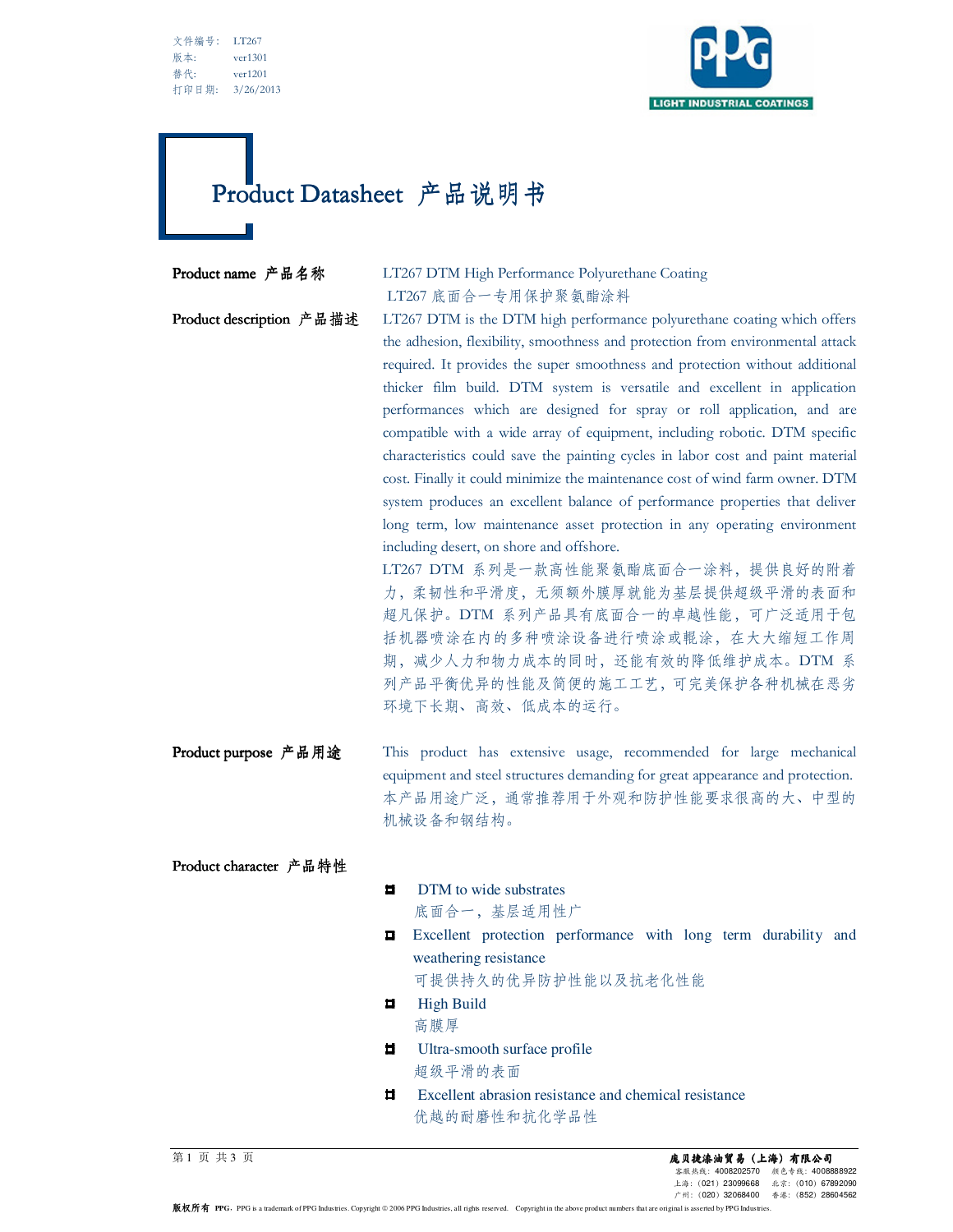文件编号： LT267
版本： ver1301
替代： ver1201
打印日期： 3/26/2013

# Product Datasheet 产品说明书

**Product name 产品名称**

LT267 DTM High Performance Polyurethane Coating
LT267 底面合一专用保护聚氨酯涂料

**Product description 产品描述**

LT267 DTM is the DTM high performance polyurethane coating which offers the adhesion, flexibility, smoothness and protection from environmental attack required. It provides the super smoothness and protection without additional thicker film build. DTM system is versatile and excellent in application performances which are designed for spray or roll application, and are compatible with a wide array of equipment, including robotic. DTM specific characteristics could save the painting cycles in labor cost and paint material cost. Finally it could minimize the maintenance cost of wind farm owner. DTM system produces an excellent balance of performance properties that deliver long term, low maintenance asset protection in any operating environment including desert, on shore and offshore.

LT267 DTM 系列是一款高性能聚氨酯底面合一涂料，提供良好的附着力，柔韧性和平滑度，无须额外膜厚就能为基层提供超级平滑的表面和超凡保护。DTM 系列产品具有底面合一的卓越性能，可广泛适用于包括机器喷涂在内的多种喷涂设备进行喷涂或輥涂，在大大缩短工作周期，减少人力和物力成本的同时，还能有效的降低维护成本。DTM 系列产品平衡优异的性能及简便的施工工艺，可完美保护各种机械在恶劣环境下长期、高效、低成本的运行。

**Product purpose 产品用途**

This product has extensive usage, recommended for large mechanical equipment and steel structures demanding for great appearance and protection.
本产品用途广泛，通常推荐用于外观和防护性能要求很高的大、中型的机械设备和钢结构。

**Product character 产品特性**

- DTM to wide substrates
  底面合一，基层适用性广
- Excellent protection performance with long term durability and weathering resistance
  可提供持久的优异防护性能以及抗老化性能
- High Build
  高膜厚
- Ultra-smooth surface profile
  超级平滑的表面
- Excellent abrasion resistance and chemical resistance
  优越的耐磨性和抗化学品性

庞贝捷漆油贸易（上海）有限公司
客服热线：4008202570 颜色专线：4008888922
上海：（021）23099668 北京：（010）67892090
广州：（020）32068400 香港：（852）28604562

版权所有 PPG。PPG is a trademark of PPG Industries. Copyright © 2006 PPG Industries, all rights reserved. Copyright in the above product numbers that are original is asserted by PPG Industries.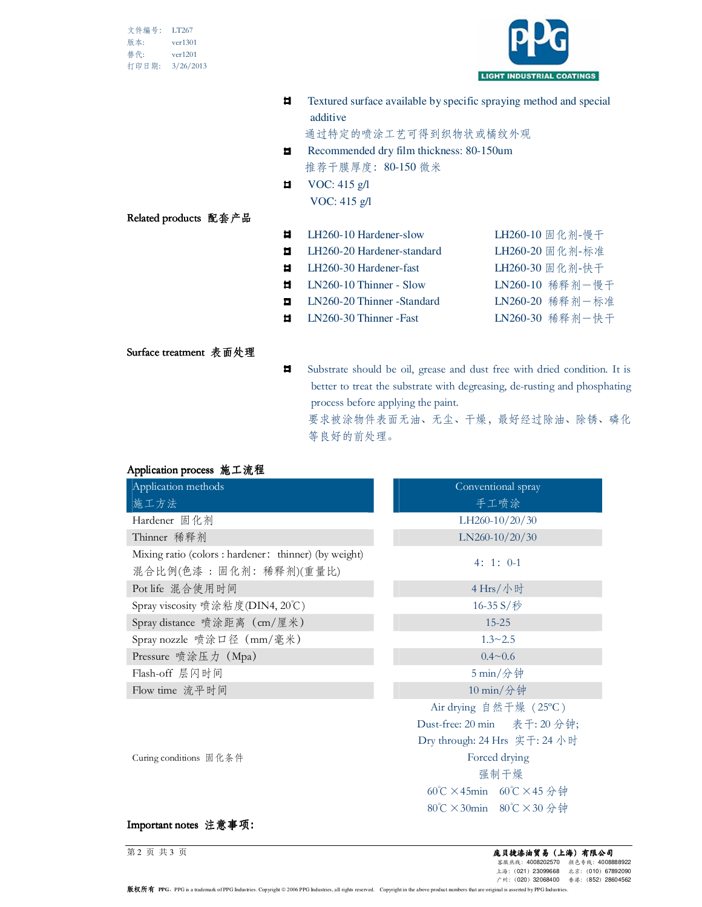- Textured surface available by specific spraying method and special additive
  通过特定的喷涂工艺可得到织物状或橘纹外观
- Recommended dry film thickness: 80-150um
  推荐干膜厚度：80-150 微米
- VOC: 415 g/l
  VOC: 415 g/l

## Related products 配套产品

- LH260-10 Hardener-slow　LH260-10 固化剂-慢干
- LH260-20 Hardener-standard　LH260-20 固化剂-标准
- LH260-30 Hardener-fast　LH260-30 固化剂-快干
- LN260-10 Thinner - Slow　LN260-10 稀释剂－慢干
- LN260-20 Thinner -Standard　LN260-20 稀释剂－标准
- LN260-30 Thinner -Fast　LN260-30 稀释剂－快干

## Surface treatment 表面处理

- Substrate should be oil, grease and dust free with dried condition. It is better to treat the substrate with degreasing, de-rusting and phosphating process before applying the paint.
  要求被涂物件表面无油、无尘、干燥，最好经过除油、除锈、磷化等良好的前处理。

## Application process 施工流程

| Application methods 施工方法 | Conventional spray 手工喷涂 |
|---|---|
| Hardener 固化剂 | LH260-10/20/30 |
| Thinner 稀释剂 | LN260-10/20/30 |
| Mixing ratio (colors : hardener： thinner) (by weight) 混合比例(色漆 ：固化剂：稀释剂)(重量比) | 4：1：0-1 |
| Pot life 混合使用时间 | 4 Hrs/小时 |
| Spray viscosity 喷涂粘度(DIN4, 20℃) | 16-35 S/秒 |
| Spray distance 喷涂距离（cm/厘米） | 15-25 |
| Spray nozzle 喷涂口径（mm/毫米） | 1.3~2.5 |
| Pressure 喷涂压力（Mpa） | 0.4~0.6 |
| Flash-off 层闪时间 | 5 min/分钟 |
| Flow time 流平时间 | 10 min/分钟 |
| Curing conditions 固化条件 | Air drying 自然干燥（25℃）<br>Dust-free: 20 min 表干: 20 分钟;<br>Dry through: 24 Hrs 实干: 24 小时<br>Forced drying<br>强制干燥<br>60℃ ×45min 60℃ ×45 分钟<br>80℃ ×30min 80℃ ×30 分钟 |

## Important notes 注意事项：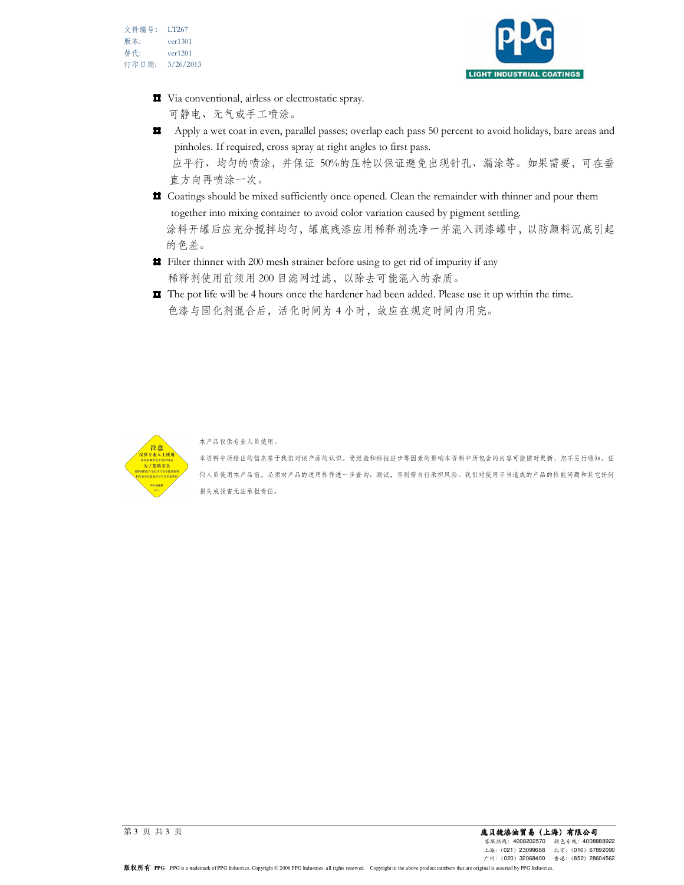- Via conventional, airless or electrostatic spray.
  可静电、无气或手工喷涂。
- Apply a wet coat in even, parallel passes; overlap each pass 50 percent to avoid holidays, bare areas and pinholes. If required, cross spray at right angles to first pass.
  应平行、均匀的喷涂，并保证 50%的压枪以保证避免出现针孔、漏涂等。如果需要，可在垂直方向再喷涂一次。
- Coatings should be mixed sufficiently once opened. Clean the remainder with thinner and pour them together into mixing container to avoid color variation caused by pigment settling.
  涂料开罐后应充分搅拌均匀，罐底残漆应用稀释剂洗净一并混入调漆罐中，以防颜料沉底引起的色差。
- Filter thinner with 200 mesh strainer before using to get rid of impurity if any
  稀释剂使用前须用 200 目滤网过滤，以除去可能混入的杂质。
- The pot life will be 4 hours once the hardener had been added. Please use it up within the time.
  色漆与固化剂混合后，活化时间为 4 小时，故应在规定时间内用完。

本产品仅供专业人员使用。

本资料中所给出的信息基于我们对该产品的认识。受经验和科技进步等因素的影响本资料中所包含的内容可能随时更新，恕不另行通知。任何人员使用本产品前，必须对产品的适用性作进一步查询、测试，否则需自行承担风险。我们对使用不当造成的产品的性能问题和其它任何损失或损害无法承担责任。